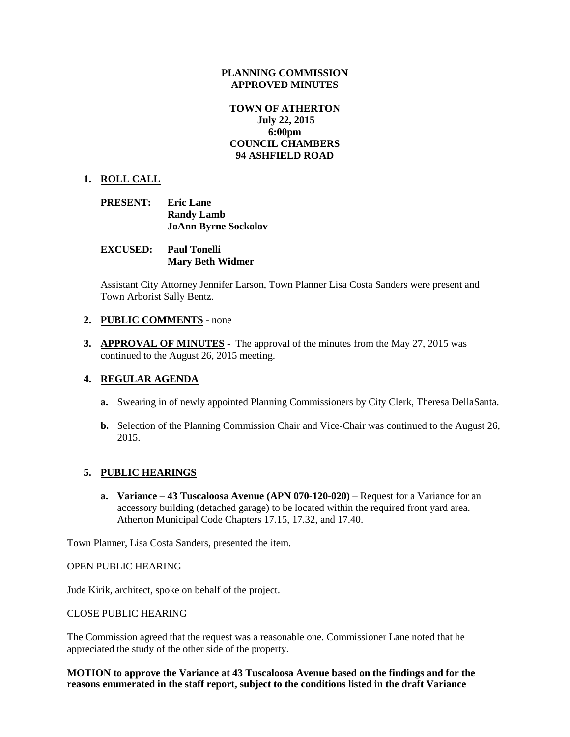**PLANNING COMMISSION**
**APPROVED MINUTES**

**TOWN OF ATHERTON**
**July 22, 2015**
**6:00pm**
**COUNCIL CHAMBERS**
**94 ASHFIELD ROAD**

1. **ROLL CALL**

   **PRESENT:** **Eric Lane**
   **Randy Lamb**
   **JoAnn Byrne Sockolov**

   **EXCUSED:** **Paul Tonelli**
   **Mary Beth Widmer**

   Assistant City Attorney Jennifer Larson, Town Planner Lisa Costa Sanders were present and Town Arborist Sally Bentz.

2. **PUBLIC COMMENTS** - none

3. **APPROVAL OF MINUTES** - The approval of the minutes from the May 27, 2015 was continued to the August 26, 2015 meeting.

4. **REGULAR AGENDA**

   **a.** Swearing in of newly appointed Planning Commissioners by City Clerk, Theresa DellaSanta.

   **b.** Selection of the Planning Commission Chair and Vice-Chair was continued to the August 26, 2015.

5. **PUBLIC HEARINGS**

   **a. Variance – 43 Tuscaloosa Avenue (APN 070-120-020)** – Request for a Variance for an accessory building (detached garage) to be located within the required front yard area. Atherton Municipal Code Chapters 17.15, 17.32, and 17.40.

Town Planner, Lisa Costa Sanders, presented the item.

OPEN PUBLIC HEARING

Jude Kirik, architect, spoke on behalf of the project.

CLOSE PUBLIC HEARING

The Commission agreed that the request was a reasonable one. Commissioner Lane noted that he appreciated the study of the other side of the property.

**MOTION to approve the Variance at 43 Tuscaloosa Avenue based on the findings and for the reasons enumerated in the staff report, subject to the conditions listed in the draft Variance**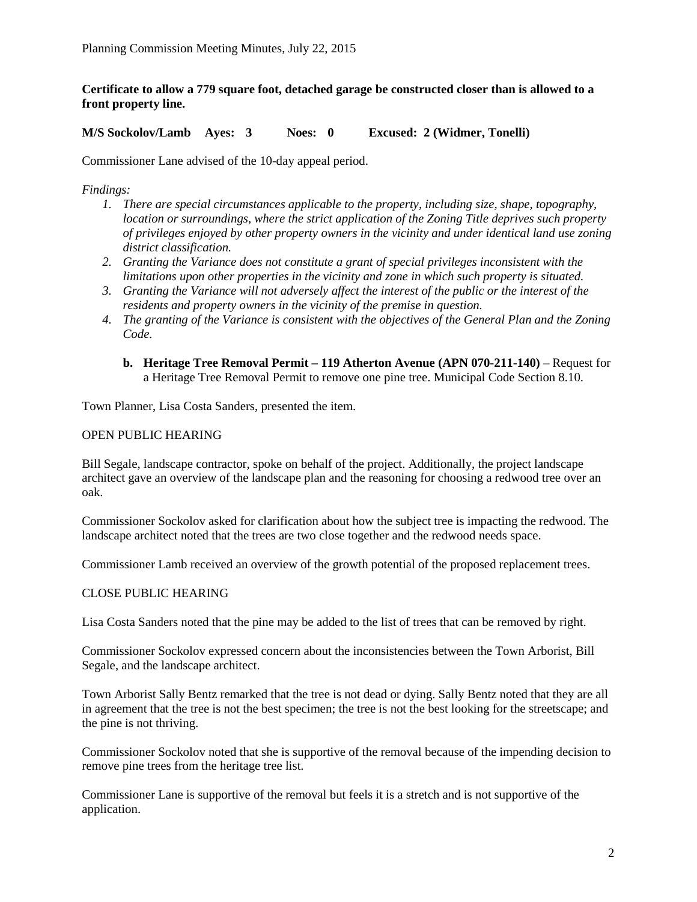**Certificate to allow a 779 square foot, detached garage be constructed closer than is allowed to a front property line.**

**M/S Sockolov/Lamb Ayes: 3 Noes: 0 Excused: 2 (Widmer, Tonelli)**

Commissioner Lane advised of the 10-day appeal period.

*Findings:*

1. *There are special circumstances applicable to the property, including size, shape, topography, location or surroundings, where the strict application of the Zoning Title deprives such property of privileges enjoyed by other property owners in the vicinity and under identical land use zoning district classification.*
2. *Granting the Variance does not constitute a grant of special privileges inconsistent with the limitations upon other properties in the vicinity and zone in which such property is situated.*
3. *Granting the Variance will not adversely affect the interest of the public or the interest of the residents and property owners in the vicinity of the premise in question.*
4. *The granting of the Variance is consistent with the objectives of the General Plan and the Zoning Code.*

   b. **Heritage Tree Removal Permit – 119 Atherton Avenue (APN 070-211-140)** – Request for a Heritage Tree Removal Permit to remove one pine tree. Municipal Code Section 8.10.

Town Planner, Lisa Costa Sanders, presented the item.

OPEN PUBLIC HEARING

Bill Segale, landscape contractor, spoke on behalf of the project. Additionally, the project landscape architect gave an overview of the landscape plan and the reasoning for choosing a redwood tree over an oak.

Commissioner Sockolov asked for clarification about how the subject tree is impacting the redwood. The landscape architect noted that the trees are two close together and the redwood needs space.

Commissioner Lamb received an overview of the growth potential of the proposed replacement trees.

CLOSE PUBLIC HEARING

Lisa Costa Sanders noted that the pine may be added to the list of trees that can be removed by right.

Commissioner Sockolov expressed concern about the inconsistencies between the Town Arborist, Bill Segale, and the landscape architect.

Town Arborist Sally Bentz remarked that the tree is not dead or dying. Sally Bentz noted that they are all in agreement that the tree is not the best specimen; the tree is not the best looking for the streetscape; and the pine is not thriving.

Commissioner Sockolov noted that she is supportive of the removal because of the impending decision to remove pine trees from the heritage tree list.

Commissioner Lane is supportive of the removal but feels it is a stretch and is not supportive of the application.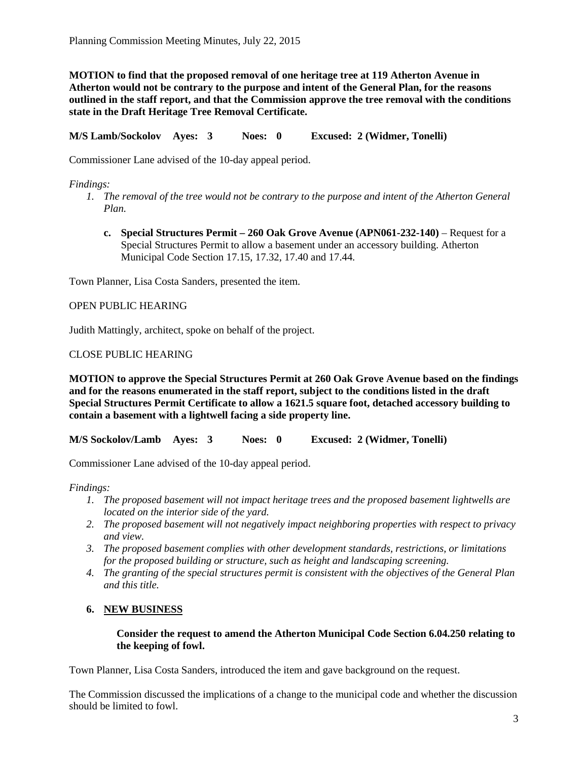**MOTION to find that the proposed removal of one heritage tree at 119 Atherton Avenue in Atherton would not be contrary to the purpose and intent of the General Plan, for the reasons outlined in the staff report, and that the Commission approve the tree removal with the conditions state in the Draft Heritage Tree Removal Certificate.**

**M/S Lamb/Sockolov Ayes: 3 Noes: 0 Excused: 2 (Widmer, Tonelli)**

Commissioner Lane advised of the 10-day appeal period.

*Findings:*

1. *The removal of the tree would not be contrary to the purpose and intent of the Atherton General Plan.*

   c. **Special Structures Permit – 260 Oak Grove Avenue (APN061-232-140)** – Request for a Special Structures Permit to allow a basement under an accessory building. Atherton Municipal Code Section 17.15, 17.32, 17.40 and 17.44.

Town Planner, Lisa Costa Sanders, presented the item.

OPEN PUBLIC HEARING

Judith Mattingly, architect, spoke on behalf of the project.

CLOSE PUBLIC HEARING

**MOTION to approve the Special Structures Permit at 260 Oak Grove Avenue based on the findings and for the reasons enumerated in the staff report, subject to the conditions listed in the draft Special Structures Permit Certificate to allow a 1621.5 square foot, detached accessory building to contain a basement with a lightwell facing a side property line.**

**M/S Sockolov/Lamb Ayes: 3 Noes: 0 Excused: 2 (Widmer, Tonelli)**

Commissioner Lane advised of the 10-day appeal period.

*Findings:*

1. *The proposed basement will not impact heritage trees and the proposed basement lightwells are located on the interior side of the yard.*
2. *The proposed basement will not negatively impact neighboring properties with respect to privacy and view.*
3. *The proposed basement complies with other development standards, restrictions, or limitations for the proposed building or structure, such as height and landscaping screening.*
4. *The granting of the special structures permit is consistent with the objectives of the General Plan and this title.*

## 6. NEW BUSINESS

**Consider the request to amend the Atherton Municipal Code Section 6.04.250 relating to the keeping of fowl.**

Town Planner, Lisa Costa Sanders, introduced the item and gave background on the request.

The Commission discussed the implications of a change to the municipal code and whether the discussion should be limited to fowl.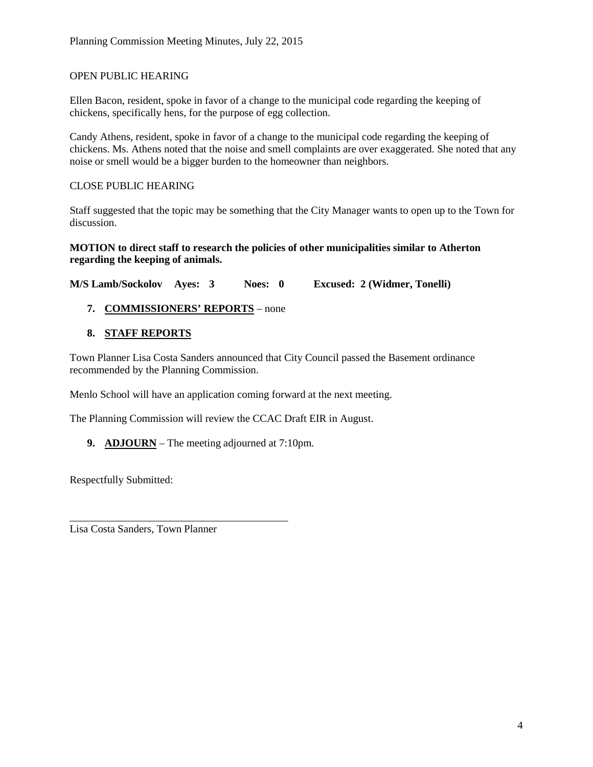OPEN PUBLIC HEARING

Ellen Bacon, resident, spoke in favor of a change to the municipal code regarding the keeping of chickens, specifically hens, for the purpose of egg collection.

Candy Athens, resident, spoke in favor of a change to the municipal code regarding the keeping of chickens. Ms. Athens noted that the noise and smell complaints are over exaggerated. She noted that any noise or smell would be a bigger burden to the homeowner than neighbors.

CLOSE PUBLIC HEARING

Staff suggested that the topic may be something that the City Manager wants to open up to the Town for discussion.

**MOTION to direct staff to research the policies of other municipalities similar to Atherton regarding the keeping of animals.**

**M/S Lamb/Sockolov Ayes: 3 Noes: 0 Excused: 2 (Widmer, Tonelli)**

7. **COMMISSIONERS' REPORTS** – none

8. **STAFF REPORTS**

Town Planner Lisa Costa Sanders announced that City Council passed the Basement ordinance recommended by the Planning Commission.

Menlo School will have an application coming forward at the next meeting.

The Planning Commission will review the CCAC Draft EIR in August.

9. **ADJOURN** – The meeting adjourned at 7:10pm.

Respectfully Submitted:

\_\_\_\_\_\_\_\_\_\_\_\_\_\_\_\_\_\_\_\_\_\_\_\_\_\_\_\_\_\_\_\_\_\_\_\_\_\_\_\_

Lisa Costa Sanders, Town Planner